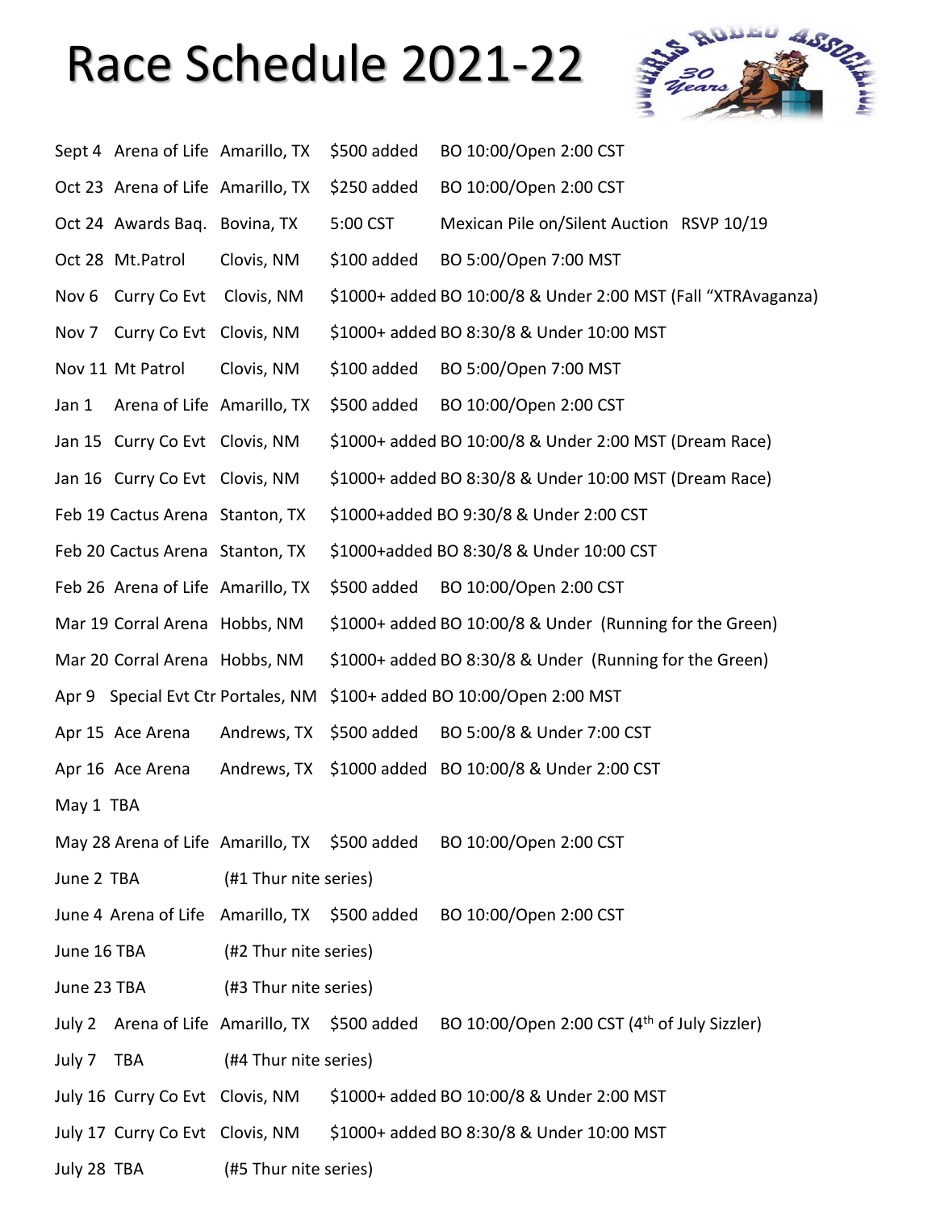# Race Schedule 2021-22

| | | | | |
|---|---|---|---|---|
| Sept 4 | Arena of Life | Amarillo, TX | $500 added | BO 10:00/Open 2:00 CST |
| Oct 23 | Arena of Life | Amarillo, TX | $250 added | BO 10:00/Open 2:00 CST |
| Oct 24 | Awards Baq. | Bovina, TX | 5:00 CST | Mexican Pile on/Silent Auction RSVP 10/19 |
| Oct 28 | Mt.Patrol | Clovis, NM | $100 added | BO 5:00/Open 7:00 MST |
| Nov 6 | Curry Co Evt | Clovis, NM | $1000+ added | BO 10:00/8 & Under 2:00 MST (Fall "XTRAvaganza) |
| Nov 7 | Curry Co Evt | Clovis, NM | $1000+ added | BO 8:30/8 & Under 10:00 MST |
| Nov 11 | Mt Patrol | Clovis, NM | $100 added | BO 5:00/Open 7:00 MST |
| Jan 1 | Arena of Life | Amarillo, TX | $500 added | BO 10:00/Open 2:00 CST |
| Jan 15 | Curry Co Evt | Clovis, NM | $1000+ added | BO 10:00/8 & Under 2:00 MST (Dream Race) |
| Jan 16 | Curry Co Evt | Clovis, NM | $1000+ added | BO 8:30/8 & Under 10:00 MST (Dream Race) |
| Feb 19 | Cactus Arena | Stanton, TX | $1000+added | BO 9:30/8 & Under 2:00 CST |
| Feb 20 | Cactus Arena | Stanton, TX | $1000+added | BO 8:30/8 & Under 10:00 CST |
| Feb 26 | Arena of Life | Amarillo, TX | $500 added | BO 10:00/Open 2:00 CST |
| Mar 19 | Corral Arena | Hobbs, NM | $1000+ added | BO 10:00/8 & Under (Running for the Green) |
| Mar 20 | Corral Arena | Hobbs, NM | $1000+ added | BO 8:30/8 & Under (Running for the Green) |
| Apr 9 | Special Evt Ctr | Portales, NM | $100+ added | BO 10:00/Open 2:00 MST |
| Apr 15 | Ace Arena | Andrews, TX | $500 added | BO 5:00/8 & Under 7:00 CST |
| Apr 16 | Ace Arena | Andrews, TX | $1000 added | BO 10:00/8 & Under 2:00 CST |
| May 1 | TBA | | | |
| May 28 | Arena of Life | Amarillo, TX | $500 added | BO 10:00/Open 2:00 CST |
| June 2 | TBA | (#1 Thur nite series) | | |
| June 4 | Arena of Life | Amarillo, TX | $500 added | BO 10:00/Open 2:00 CST |
| June 16 | TBA | (#2 Thur nite series) | | |
| June 23 | TBA | (#3 Thur nite series) | | |
| July 2 | Arena of Life | Amarillo, TX | $500 added | BO 10:00/Open 2:00 CST (4th of July Sizzler) |
| July 7 | TBA | (#4 Thur nite series) | | |
| July 16 | Curry Co Evt | Clovis, NM | $1000+ added | BO 10:00/8 & Under 2:00 MST |
| July 17 | Curry Co Evt | Clovis, NM | $1000+ added | BO 8:30/8 & Under 10:00 MST |
| July 28 | TBA | (#5 Thur nite series) | | |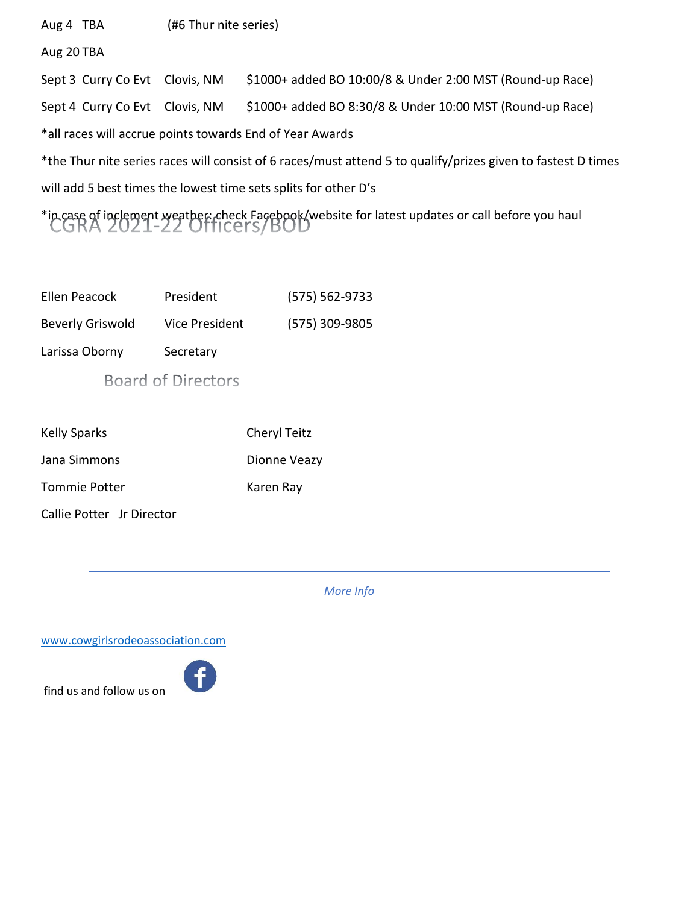| | | | |
|---|---|---|---|
| Aug 4 | TBA | | (#6 Thur nite series) |
| Aug 20 | TBA | | |
| Sept 3 | Curry Co Evt | Clovis, NM | $1000+ added BO 10:00/8 & Under 2:00 MST (Round-up Race) |
| Sept 4 | Curry Co Evt | Clovis, NM | $1000+ added BO 8:30/8 & Under 10:00 MST (Round-up Race) |

*all races will accrue points towards End of Year Awards

*the Thur nite series races will consist of 6 races/must attend 5 to qualify/prizes given to fastest D times will add 5 best times the lowest time sets splits for other D's

*in case of inclement weather: check Facebook/website for latest updates or call before you haul

## CGRA 2021-22 Officers/BOD

| | | |
|---|---|---|
| Ellen Peacock | President | (575) 562-9733 |
| Beverly Griswold | Vice President | (575) 309-9805 |
| Larissa Oborny | Secretary | |

## Board of Directors

| | |
|---|---|
| Kelly Sparks | Cheryl Teitz |
| Jana Simmons | Dionne Veazy |
| Tommie Potter | Karen Ray |
| Callie Potter Jr Director | |

*More Info*

www.cowgirlsrodeoassociation.com

find us and follow us on